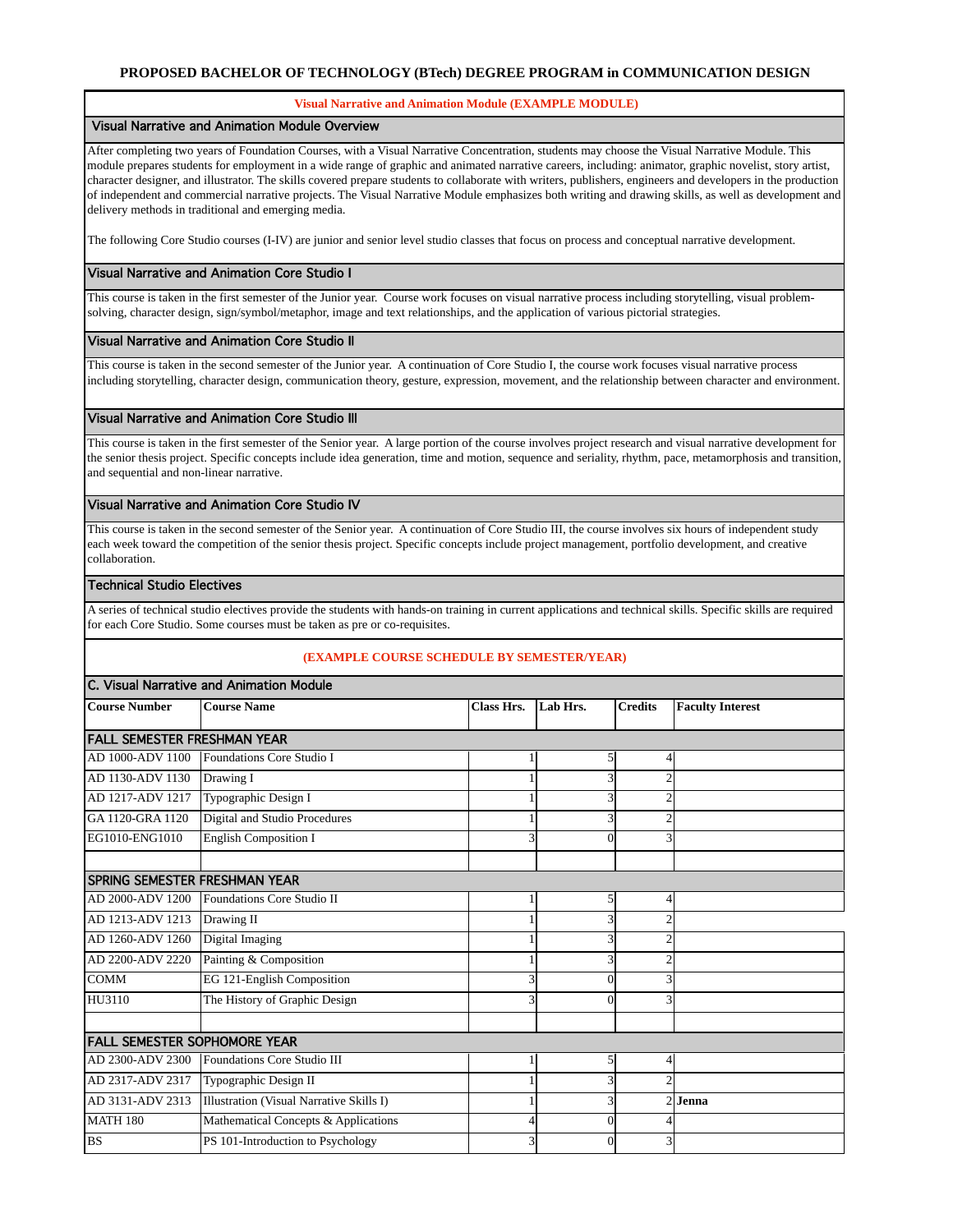# PROPOSED BACHELOR OF TECHNOLOGY (BTech) DEGREE PROGRAM in COMMUNICATION DESIGN

**Visual Narrative and Animation Module (EXAMPLE MODULE)**

## Visual Narrative and Animation Module Overview

After completing two years of Foundation Courses, with a Visual Narrative Concentration, students may choose the Visual Narrative Module. This module prepares students for employment in a wide range of graphic and animated narrative careers, including: animator, graphic novelist, story artist, character designer, and illustrator. The skills covered prepare students to collaborate with writers, publishers, engineers and developers in the production of independent and commercial narrative projects. The Visual Narrative Module emphasizes both writing and drawing skills, as well as development and delivery methods in traditional and emerging media.

The following Core Studio courses (I-IV) are junior and senior level studio classes that focus on process and conceptual narrative development.

## Visual Narrative and Animation Core Studio I

This course is taken in the first semester of the Junior year. Course work focuses on visual narrative process including storytelling, visual problem-solving, character design, sign/symbol/metaphor, image and text relationships, and the application of various pictorial strategies.

## Visual Narrative and Animation Core Studio II

This course is taken in the second semester of the Junior year. A continuation of Core Studio I, the course work focuses visual narrative process including storytelling, character design, communication theory, gesture, expression, movement, and the relationship between character and environment.

## Visual Narrative and Animation Core Studio III

This course is taken in the first semester of the Senior year. A large portion of the course involves project research and visual narrative development for the senior thesis project. Specific concepts include idea generation, time and motion, sequence and seriality, rhythm, pace, metamorphosis and transition, and sequential and non-linear narrative.

## Visual Narrative and Animation Core Studio IV

This course is taken in the second semester of the Senior year. A continuation of Core Studio III, the course involves six hours of independent study each week toward the competition of the senior thesis project. Specific concepts include project management, portfolio development, and creative collaboration.

## Technical Studio Electives

A series of technical studio electives provide the students with hands-on training in current applications and technical skills. Specific skills are required for each Core Studio. Some courses must be taken as pre or co-requisites.

**(EXAMPLE COURSE SCHEDULE BY SEMESTER/YEAR)**

## C. Visual Narrative and Animation Module

| Course Number | Course Name | Class Hrs. | Lab Hrs. | Credits | Faculty Interest |
|---|---|---|---|---|---|
| **FALL SEMESTER FRESHMAN YEAR** | | | | | |
| AD 1000-ADV 1100 | Foundations Core Studio I | 1 | 5 | 4 | |
| AD 1130-ADV 1130 | Drawing I | 1 | 3 | 2 | |
| AD 1217-ADV 1217 | Typographic Design I | 1 | 3 | 2 | |
| GA 1120-GRA 1120 | Digital and Studio Procedures | 1 | 3 | 2 | |
| EG1010-ENG1010 | English Composition I | 3 | 0 | 3 | |
| | | | | | |
| **SPRING SEMESTER FRESHMAN YEAR** | | | | | |
| AD 2000-ADV 1200 | Foundations Core Studio II | 1 | 5 | 4 | |
| AD 1213-ADV 1213 | Drawing II | 1 | 3 | 2 | |
| AD 1260-ADV 1260 | Digital Imaging | 1 | 3 | 2 | |
| AD 2200-ADV 2220 | Painting & Composition | 1 | 3 | 2 | |
| COMM | EG 121-English Composition | 3 | 0 | 3 | |
| HU3110 | The History of Graphic Design | 3 | 0 | 3 | |
| | | | | | |
| **FALL SEMESTER SOPHOMORE YEAR** | | | | | |
| AD 2300-ADV 2300 | Foundations Core Studio III | 1 | 5 | 4 | |
| AD 2317-ADV 2317 | Typographic Design II | 1 | 3 | 2 | |
| AD 3131-ADV 2313 | Illustration (Visual Narrative Skills I) | 1 | 3 | 2 | **Jenna** |
| MATH 180 | Mathematical Concepts & Applications | 4 | 0 | 4 | |
| BS | PS 101-Introduction to Psychology | 3 | 0 | 3 | |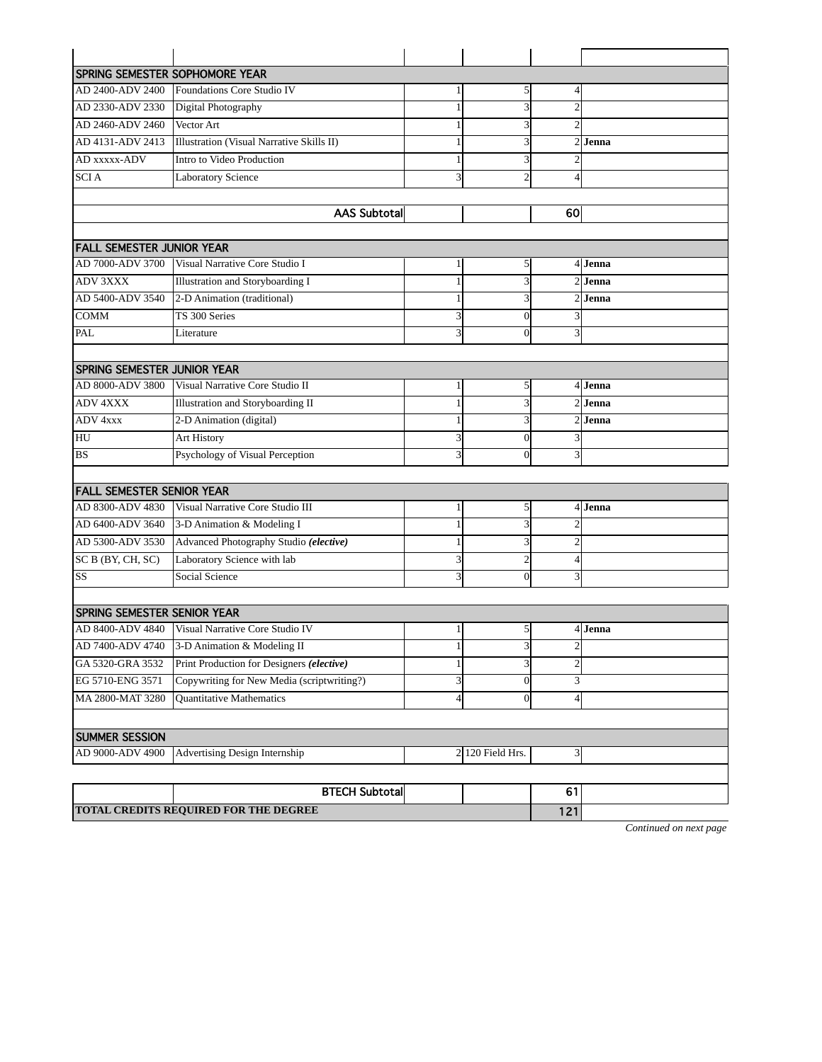| | | | | | |
|---|---|---|---|---|---|
| **SPRING SEMESTER SOPHOMORE YEAR** | | | | | |
| AD 2400-ADV 2400 | Foundations Core Studio IV | 1 | 5 | 4 | |
| AD 2330-ADV 2330 | Digital Photography | 1 | 3 | 2 | |
| AD 2460-ADV 2460 | Vector Art | 1 | 3 | 2 | |
| AD 4131-ADV 2413 | Illustration (Visual Narrative Skills II) | 1 | 3 | 2 | **Jenna** |
| AD xxxxx-ADV | Intro to Video Production | 1 | 3 | 2 | |
| SCI A | Laboratory Science | 3 | 2 | 4 | |
| | **AAS Subtotal** | | | **60** | |
| **FALL SEMESTER JUNIOR YEAR** | | | | | |
| AD 7000-ADV 3700 | Visual Narrative Core Studio I | 1 | 5 | 4 | **Jenna** |
| ADV 3XXX | Illustration and Storyboarding I | 1 | 3 | 2 | **Jenna** |
| AD 5400-ADV 3540 | 2-D Animation (traditional) | 1 | 3 | 2 | **Jenna** |
| COMM | TS 300 Series | 3 | 0 | 3 | |
| PAL | Literature | 3 | 0 | 3 | |
| **SPRING SEMESTER JUNIOR YEAR** | | | | | |
| AD 8000-ADV 3800 | Visual Narrative Core Studio II | 1 | 5 | 4 | **Jenna** |
| ADV 4XXX | Illustration and Storyboarding II | 1 | 3 | 2 | **Jenna** |
| ADV 4xxx | 2-D Animation (digital) | 1 | 3 | 2 | **Jenna** |
| HU | Art History | 3 | 0 | 3 | |
| BS | Psychology of Visual Perception | 3 | 0 | 3 | |
| **FALL SEMESTER SENIOR YEAR** | | | | | |
| AD 8300-ADV 4830 | Visual Narrative Core Studio III | 1 | 5 | 4 | **Jenna** |
| AD 6400-ADV 3640 | 3-D Animation & Modeling I | 1 | 3 | 2 | |
| AD 5300-ADV 3530 | Advanced Photography Studio ***(elective)*** | 1 | 3 | 2 | |
| SC B (BY, CH, SC) | Laboratory Science with lab | 3 | 2 | 4 | |
| SS | Social Science | 3 | 0 | 3 | |
| **SPRING SEMESTER SENIOR YEAR** | | | | | |
| AD 8400-ADV 4840 | Visual Narrative Core Studio IV | 1 | 5 | 4 | **Jenna** |
| AD 7400-ADV 4740 | 3-D Animation & Modeling II | 1 | 3 | 2 | |
| GA 5320-GRA 3532 | Print Production for Designers ***(elective)*** | 1 | 3 | 2 | |
| EG 5710-ENG 3571 | Copywriting for New Media (scriptwriting?) | 3 | 0 | 3 | |
| MA 2800-MAT 3280 | Quantitative Mathematics | 4 | 0 | 4 | |
| **SUMMER SESSION** | | | | | |
| AD 9000-ADV 4900 | Advertising Design Internship | 2 | 120 Field Hrs. | 3 | |
| | **BTECH Subtotal** | | | **61** | |
| **TOTAL CREDITS REQUIRED FOR THE DEGREE** | | | | **121** | |

*Continued on next page*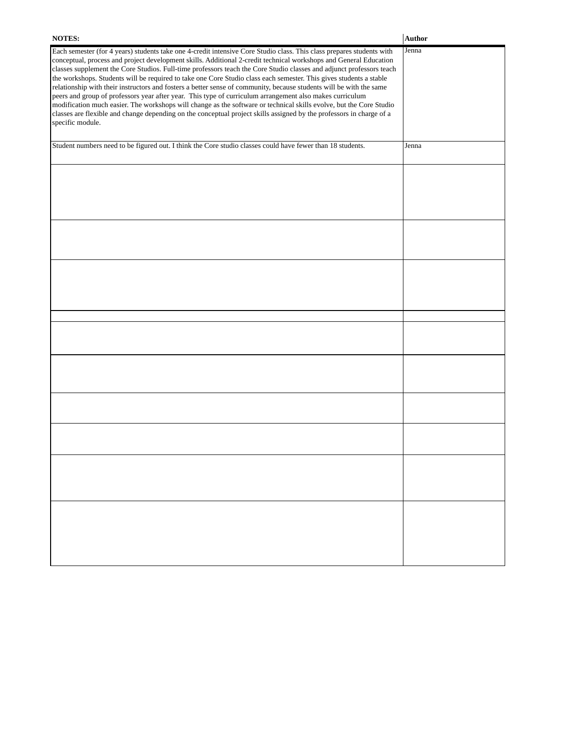| NOTES: | Author |
|---|---|
| Each semester (for 4 years) students take one 4-credit intensive Core Studio class. This class prepares students with conceptual, process and project development skills. Additional 2-credit technical workshops and General Education classes supplement the Core Studios. Full-time professors teach the Core Studio classes and adjunct professors teach the workshops. Students will be required to take one Core Studio class each semester. This gives students a stable relationship with their instructors and fosters a better sense of community, because students will be with the same peers and group of professors year after year. This type of curriculum arrangement also makes curriculum modification much easier. The workshops will change as the software or technical skills evolve, but the Core Studio classes are flexible and change depending on the conceptual project skills assigned by the professors in charge of a specific module. | Jenna |
| Student numbers need to be figured out. I think the Core studio classes could have fewer than 18 students. | Jenna |
| | |
| | |
| | |
| | |
| | |
| | |
| | |
| | |
| | |
| | |